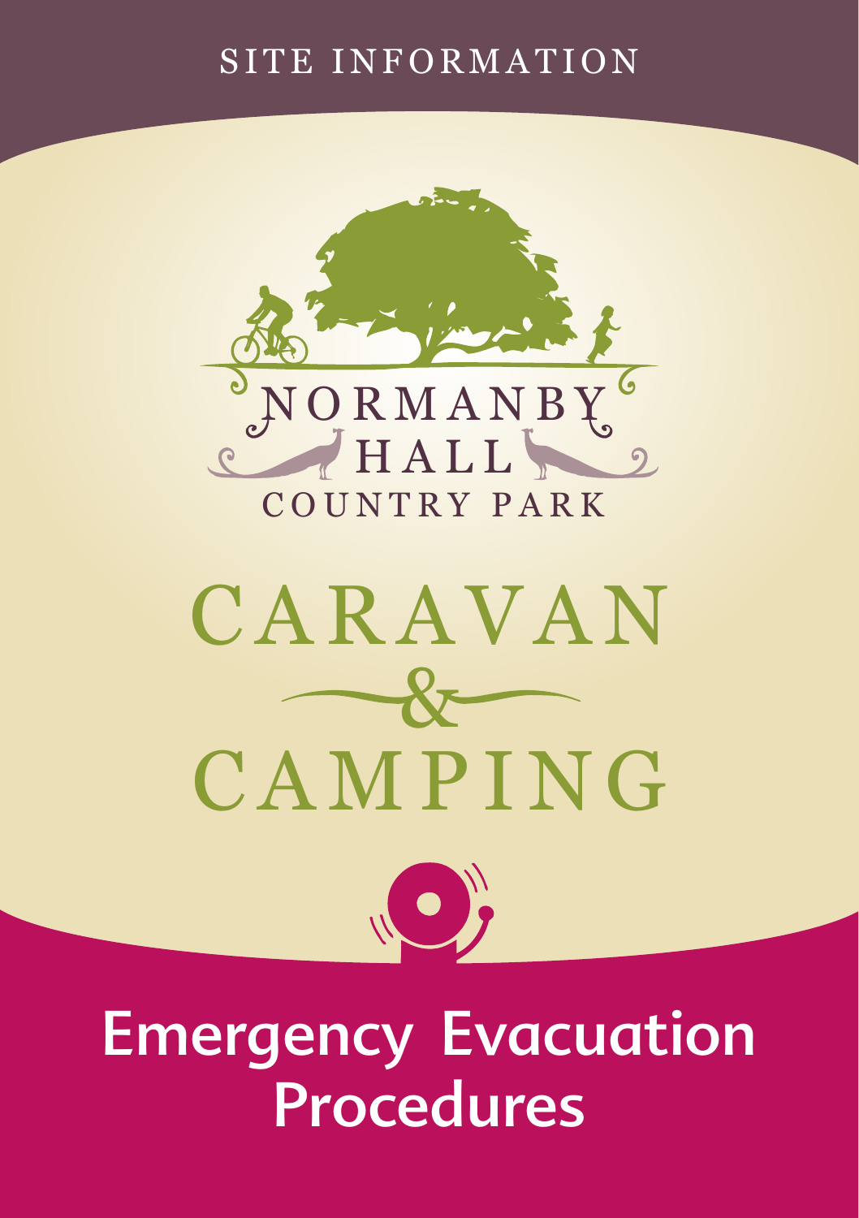SITE INFORMATION

NORMANBY HALL COUNTRY PARK

# CARAVAN & CAMPING

# Emergency Evacuation Procedures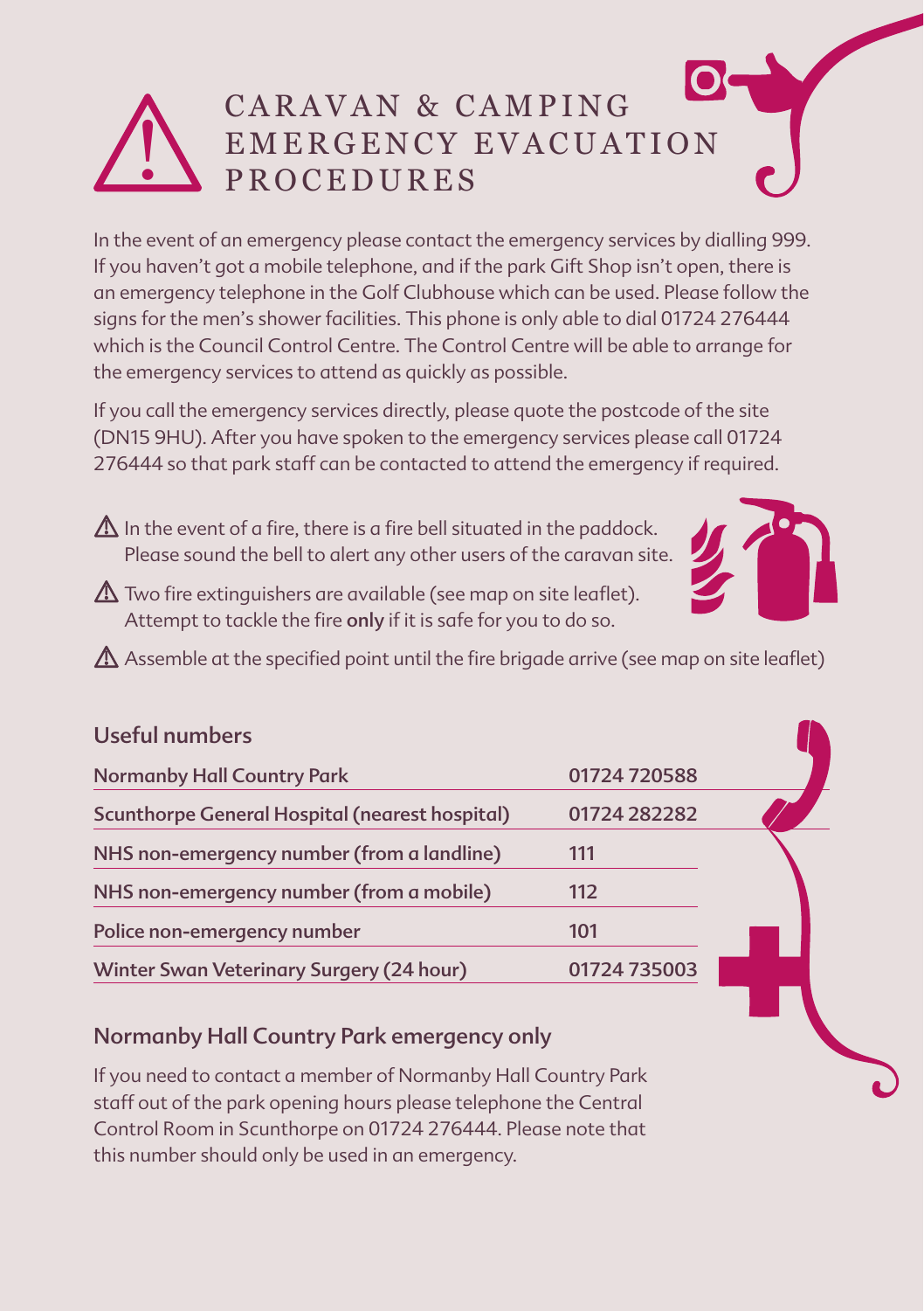# CARAVAN & CAMPING EMERGENCY EVACUATION PROCEDURES

In the event of an emergency please contact the emergency services by dialling 999. If you haven't got a mobile telephone, and if the park Gift Shop isn't open, there is an emergency telephone in the Golf Clubhouse which can be used. Please follow the signs for the men's shower facilities. This phone is only able to dial 01724 276444 which is the Council Control Centre. The Control Centre will be able to arrange for the emergency services to attend as quickly as possible.

If you call the emergency services directly, please quote the postcode of the site (DN15 9HU). After you have spoken to the emergency services please call 01724 276444 so that park staff can be contacted to attend the emergency if required.

- ⚠ In the event of a fire, there is a fire bell situated in the paddock. Please sound the bell to alert any other users of the caravan site.
- ⚠ Two fire extinguishers are available (see map on site leaflet). Attempt to tackle the fire **only** if it is safe for you to do so.
- ⚠ Assemble at the specified point until the fire brigade arrive (see map on site leaflet)

## Useful numbers

| | |
|---|---|
| **Normanby Hall Country Park** | **01724 720588** |
| **Scunthorpe General Hospital (nearest hospital)** | **01724 282282** |
| **NHS non-emergency number (from a landline)** | **111** |
| **NHS non-emergency number (from a mobile)** | **112** |
| **Police non-emergency number** | **101** |
| **Winter Swan Veterinary Surgery (24 hour)** | **01724 735003** |

## Normanby Hall Country Park emergency only

If you need to contact a member of Normanby Hall Country Park staff out of the park opening hours please telephone the Central Control Room in Scunthorpe on 01724 276444. Please note that this number should only be used in an emergency.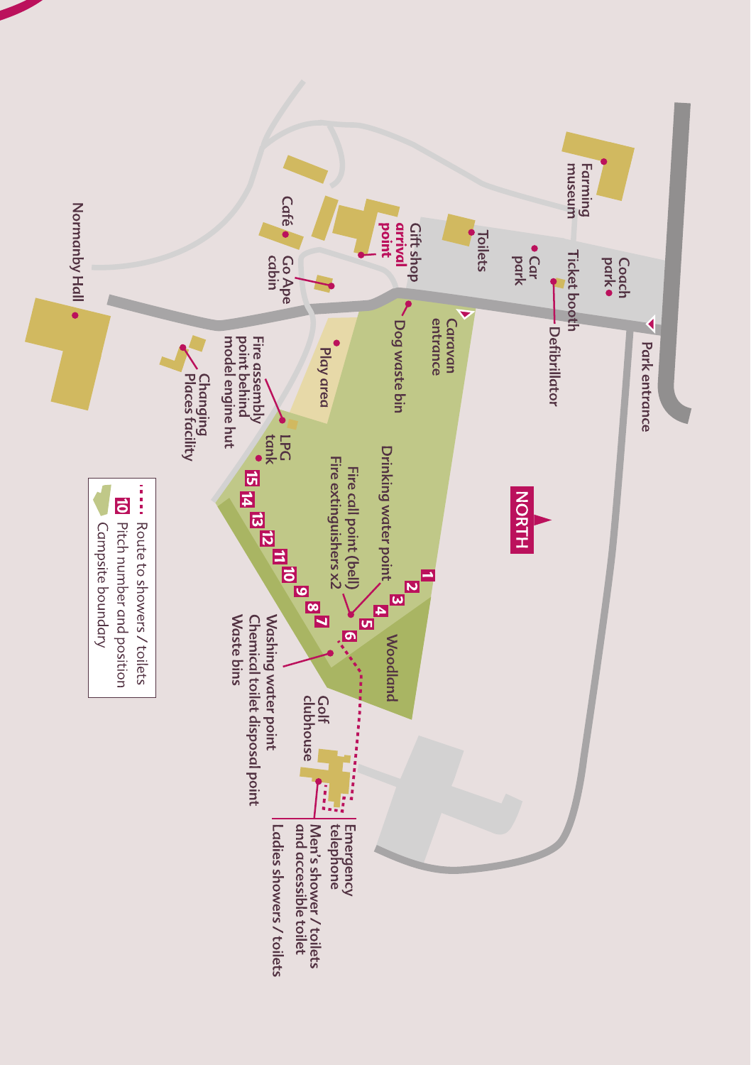NORTH

Park entrance

Farming museum

Coach park

Car park

Ticket booth

Defibrillator

Toilets

Gift shop

**arrival point**

Caravan entrance

Dog waste bin

Café

Go Ape cabin

Play area

Normanby Hall

Changing Places facility

Fire assembly point behind model engine hut

LPG tank

Drinking water point

Fire call point (bell)
Fire extinguishers x2

Woodland

Washing water point
Chemical toilet disposal point
Waste bins

Golf clubhouse

Emergency telephone

Men's shower / toilets and accessible toilet

Ladies showers / toilets

1 2 3 4 5 6 7 8 9 10 11 12 13 14 15

- Route to showers / toilets
- 10 Pitch number and position
- Campsite boundary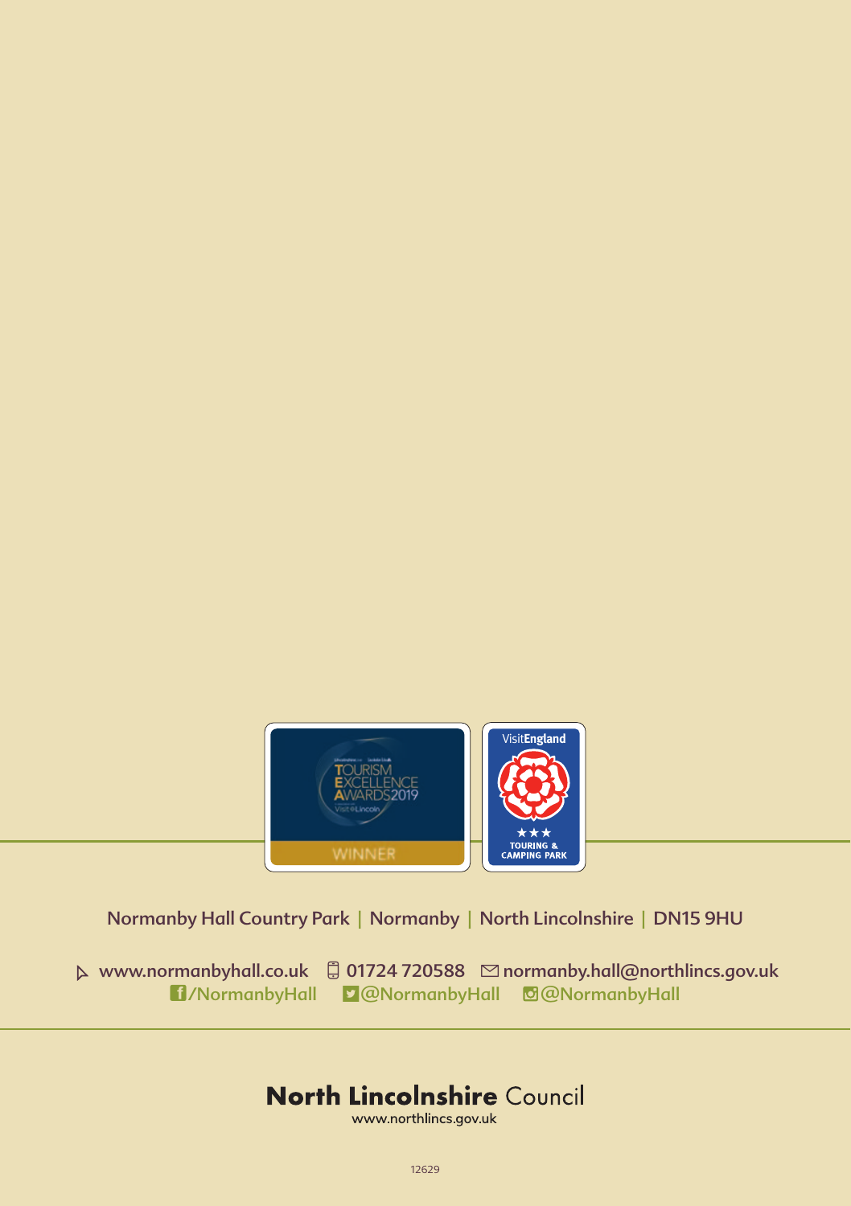TOURISM EXCELLENCE AWARDS 2019

Visit Lincoln

WINNER

VisitEngland

★★★ TOURING & CAMPING PARK

Normanby Hall Country Park | Normanby | North Lincolnshire | DN15 9HU

www.normanbyhall.co.uk 01724 720588 normanby.hall@northlincs.gov.uk

/NormanbyHall @NormanbyHall @NormanbyHall

**North Lincolnshire** Council

www.northlincs.gov.uk

12629